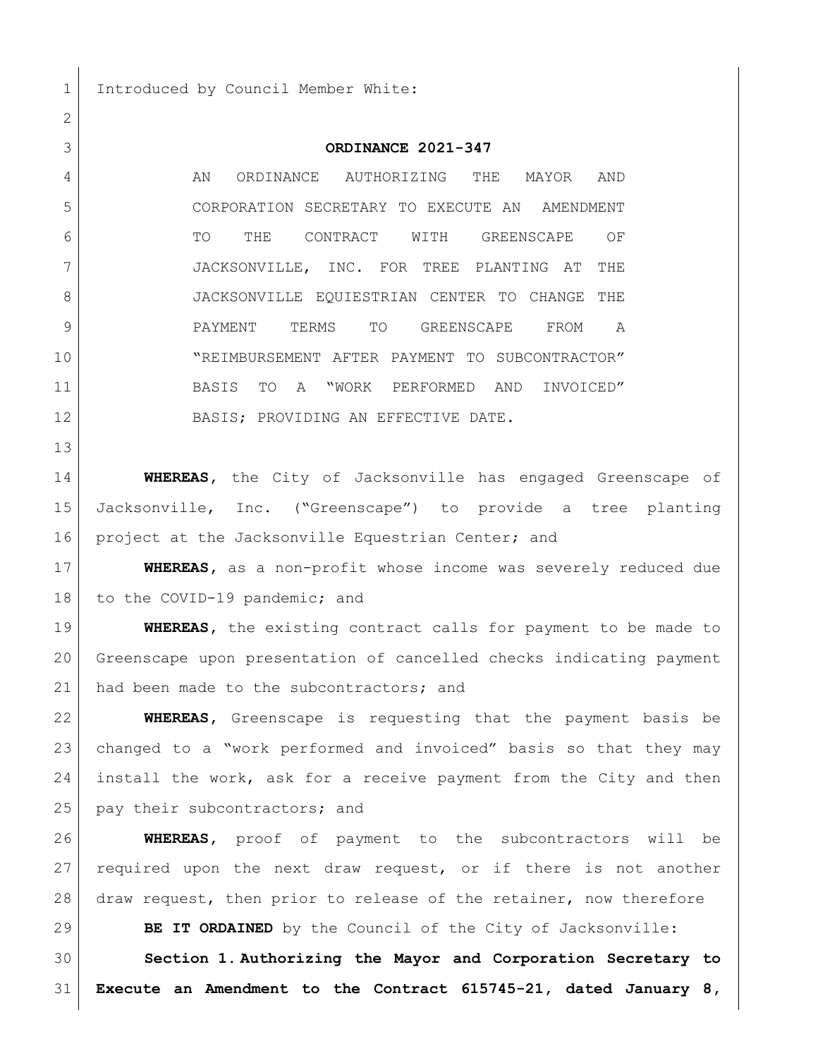Introduced by Council Member White:

**ORDINANCE 2021-347**

AN ORDINANCE AUTHORIZING THE MAYOR AND CORPORATION SECRETARY TO EXECUTE AN AMENDMENT TO THE CONTRACT WITH GREENSCAPE OF JACKSONVILLE, INC. FOR TREE PLANTING AT THE JACKSONVILLE EQUIESTRIAN CENTER TO CHANGE THE PAYMENT TERMS TO GREENSCAPE FROM A "REIMBURSEMENT AFTER PAYMENT TO SUBCONTRACTOR" BASIS TO A "WORK PERFORMED AND INVOICED" BASIS; PROVIDING AN EFFECTIVE DATE.

**WHEREAS**, the City of Jacksonville has engaged Greenscape of Jacksonville, Inc. ("Greenscape") to provide a tree planting project at the Jacksonville Equestrian Center; and

**WHEREAS**, as a non-profit whose income was severely reduced due to the COVID-19 pandemic; and

**WHEREAS**, the existing contract calls for payment to be made to Greenscape upon presentation of cancelled checks indicating payment had been made to the subcontractors; and

**WHEREAS**, Greenscape is requesting that the payment basis be changed to a "work performed and invoiced" basis so that they may install the work, ask for a receive payment from the City and then pay their subcontractors; and

**WHEREAS**, proof of payment to the subcontractors will be required upon the next draw request, or if there is not another draw request, then prior to release of the retainer, now therefore

**BE IT ORDAINED** by the Council of the City of Jacksonville:

**Section 1. Authorizing the Mayor and Corporation Secretary to Execute an Amendment to the Contract 615745-21, dated January 8,**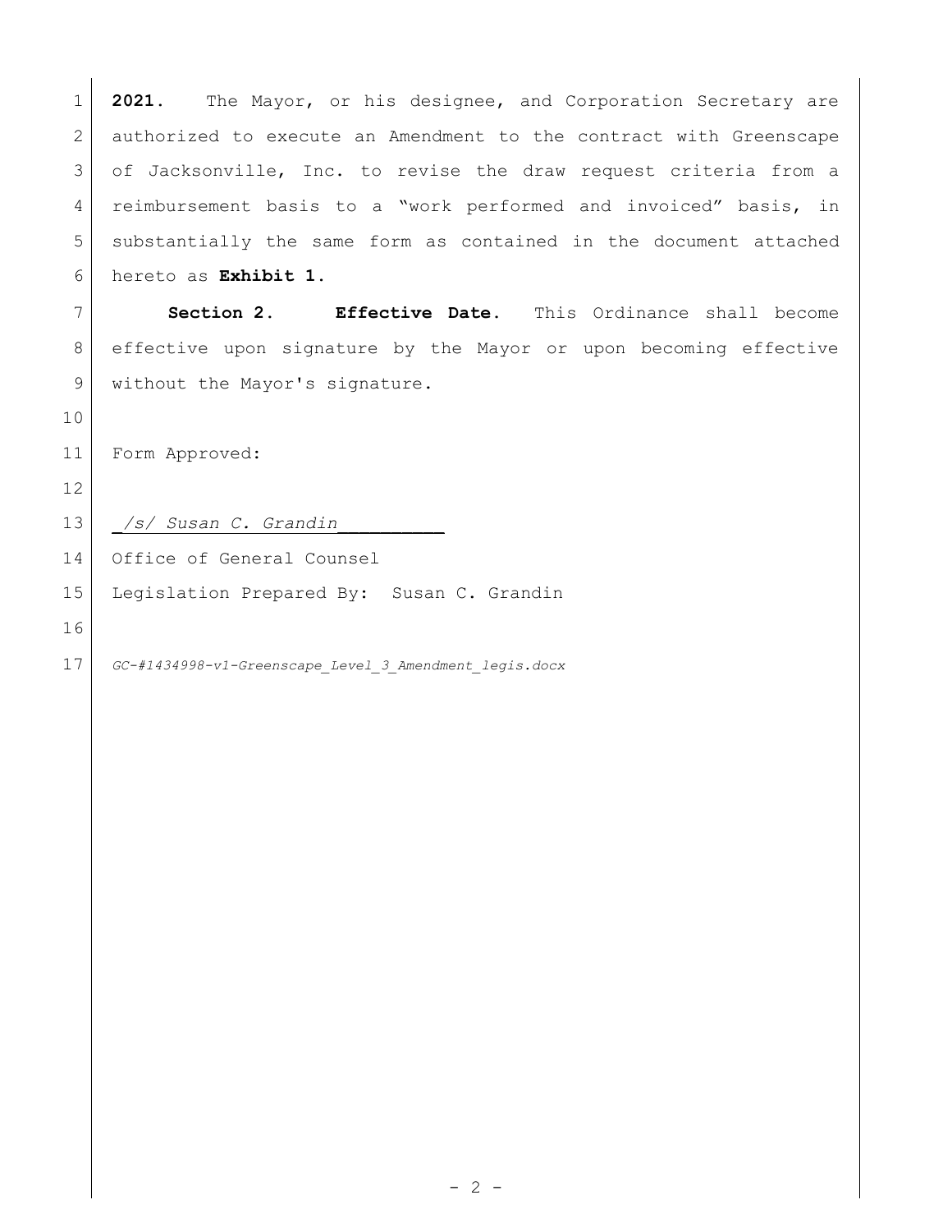**2021.** The Mayor, or his designee, and Corporation Secretary are authorized to execute an Amendment to the contract with Greenscape of Jacksonville, Inc. to revise the draw request criteria from a reimbursement basis to a "work performed and invoiced" basis, in substantially the same form as contained in the document attached hereto as **Exhibit 1.**

**Section 2. Effective Date.** This Ordinance shall become effective upon signature by the Mayor or upon becoming effective without the Mayor's signature.

Form Approved:

_/s/ Susan C. Grandin_

Office of General Counsel

Legislation Prepared By: Susan C. Grandin

*GC-#1434998-v1-Greenscape_Level_3_Amendment_legis.docx*